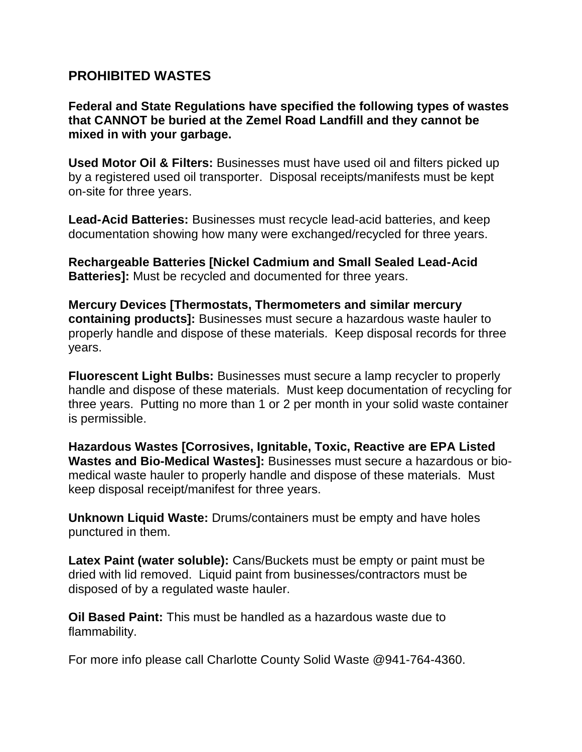## PROHIBITED WASTES

**Federal and State Regulations have specified the following types of wastes that CANNOT be buried at the Zemel Road Landfill and they cannot be mixed in with your garbage.**

**Used Motor Oil & Filters:** Businesses must have used oil and filters picked up by a registered used oil transporter. Disposal receipts/manifests must be kept on-site for three years.

**Lead-Acid Batteries:** Businesses must recycle lead-acid batteries, and keep documentation showing how many were exchanged/recycled for three years.

**Rechargeable Batteries [Nickel Cadmium and Small Sealed Lead-Acid Batteries]:** Must be recycled and documented for three years.

**Mercury Devices [Thermostats, Thermometers and similar mercury containing products]:** Businesses must secure a hazardous waste hauler to properly handle and dispose of these materials. Keep disposal records for three years.

**Fluorescent Light Bulbs:** Businesses must secure a lamp recycler to properly handle and dispose of these materials. Must keep documentation of recycling for three years. Putting no more than 1 or 2 per month in your solid waste container is permissible.

**Hazardous Wastes [Corrosives, Ignitable, Toxic, Reactive are EPA Listed Wastes and Bio-Medical Wastes]:** Businesses must secure a hazardous or bio-medical waste hauler to properly handle and dispose of these materials. Must keep disposal receipt/manifest for three years.

**Unknown Liquid Waste:** Drums/containers must be empty and have holes punctured in them.

**Latex Paint (water soluble):** Cans/Buckets must be empty or paint must be dried with lid removed. Liquid paint from businesses/contractors must be disposed of by a regulated waste hauler.

**Oil Based Paint:** This must be handled as a hazardous waste due to flammability.

For more info please call Charlotte County Solid Waste @941-764-4360.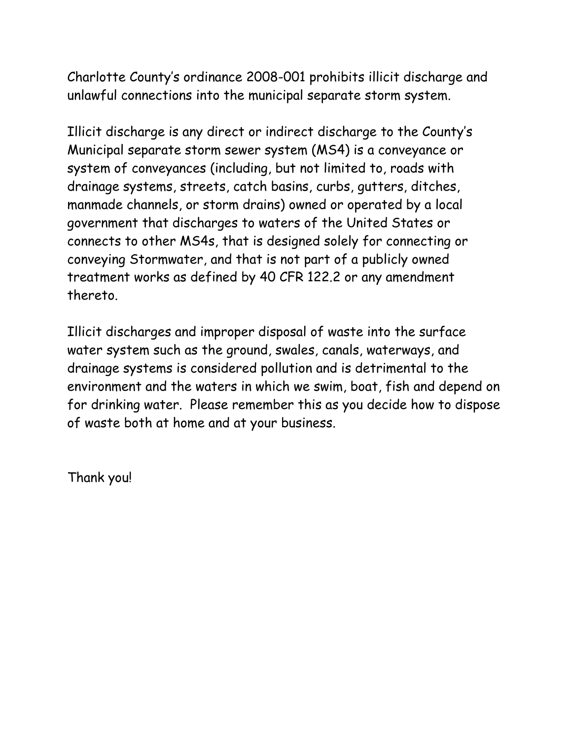Charlotte County's ordinance 2008-001 prohibits illicit discharge and unlawful connections into the municipal separate storm system.

Illicit discharge is any direct or indirect discharge to the County's Municipal separate storm sewer system (MS4) is a conveyance or system of conveyances (including, but not limited to, roads with drainage systems, streets, catch basins, curbs, gutters, ditches, manmade channels, or storm drains) owned or operated by a local government that discharges to waters of the United States or connects to other MS4s, that is designed solely for connecting or conveying Stormwater, and that is not part of a publicly owned treatment works as defined by 40 CFR 122.2 or any amendment thereto.

Illicit discharges and improper disposal of waste into the surface water system such as the ground, swales, canals, waterways, and drainage systems is considered pollution and is detrimental to the environment and the waters in which we swim, boat, fish and depend on for drinking water. Please remember this as you decide how to dispose of waste both at home and at your business.

Thank you!